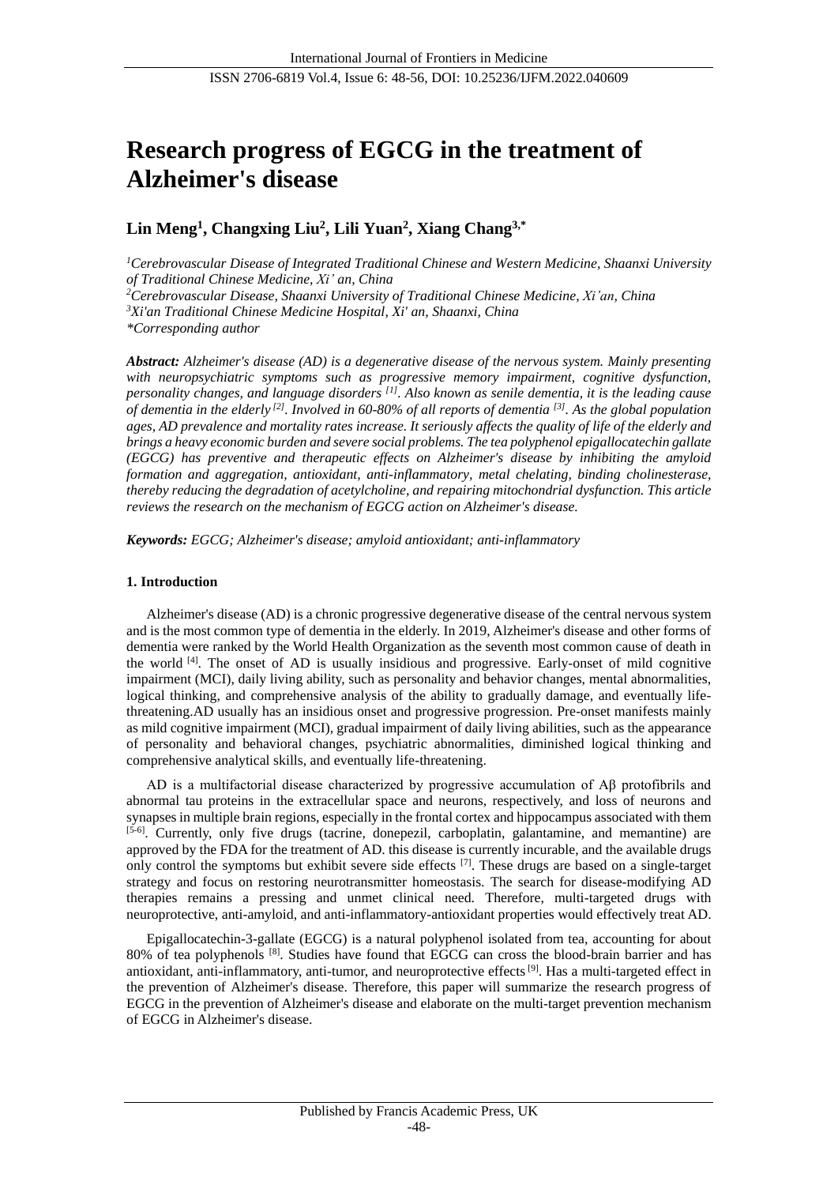# Research progress of EGCG in the treatment of Alzheimer's disease

**Lin Meng[1], Changxing Liu[2], Lili Yuan[2], Xiang Chang[3,*]**

*[1]Cerebrovascular Disease of Integrated Traditional Chinese and Western Medicine, Shaanxi University of Traditional Chinese Medicine, Xi' an, China*
*[2]Cerebrovascular Disease, Shaanxi University of Traditional Chinese Medicine, Xi'an, China*
*[3]Xi'an Traditional Chinese Medicine Hospital, Xi' an, Shaanxi, China*
*\*Corresponding author*

***Abstract:*** *Alzheimer's disease (AD) is a degenerative disease of the nervous system. Mainly presenting with neuropsychiatric symptoms such as progressive memory impairment, cognitive dysfunction, personality changes, and language disorders [1]. Also known as senile dementia, it is the leading cause of dementia in the elderly [2]. Involved in 60-80% of all reports of dementia [3]. As the global population ages, AD prevalence and mortality rates increase. It seriously affects the quality of life of the elderly and brings a heavy economic burden and severe social problems. The tea polyphenol epigallocatechin gallate (EGCG) has preventive and therapeutic effects on Alzheimer's disease by inhibiting the amyloid formation and aggregation, antioxidant, anti-inflammatory, metal chelating, binding cholinesterase, thereby reducing the degradation of acetylcholine, and repairing mitochondrial dysfunction. This article reviews the research on the mechanism of EGCG action on Alzheimer's disease.*

***Keywords:*** *EGCG; Alzheimer's disease; amyloid antioxidant; anti-inflammatory*

## 1. Introduction

Alzheimer's disease (AD) is a chronic progressive degenerative disease of the central nervous system and is the most common type of dementia in the elderly. In 2019, Alzheimer's disease and other forms of dementia were ranked by the World Health Organization as the seventh most common cause of death in the world [4]. The onset of AD is usually insidious and progressive. Early-onset of mild cognitive impairment (MCI), daily living ability, such as personality and behavior changes, mental abnormalities, logical thinking, and comprehensive analysis of the ability to gradually damage, and eventually life-threatening.AD usually has an insidious onset and progressive progression. Pre-onset manifests mainly as mild cognitive impairment (MCI), gradual impairment of daily living abilities, such as the appearance of personality and behavioral changes, psychiatric abnormalities, diminished logical thinking and comprehensive analytical skills, and eventually life-threatening.

AD is a multifactorial disease characterized by progressive accumulation of Aβ protofibrils and abnormal tau proteins in the extracellular space and neurons, respectively, and loss of neurons and synapses in multiple brain regions, especially in the frontal cortex and hippocampus associated with them [5-6]. Currently, only five drugs (tacrine, donepezil, carboplatin, galantamine, and memantine) are approved by the FDA for the treatment of AD. this disease is currently incurable, and the available drugs only control the symptoms but exhibit severe side effects [7]. These drugs are based on a single-target strategy and focus on restoring neurotransmitter homeostasis. The search for disease-modifying AD therapies remains a pressing and unmet clinical need. Therefore, multi-targeted drugs with neuroprotective, anti-amyloid, and anti-inflammatory-antioxidant properties would effectively treat AD.

Epigallocatechin-3-gallate (EGCG) is a natural polyphenol isolated from tea, accounting for about 80% of tea polyphenols [8]. Studies have found that EGCG can cross the blood-brain barrier and has antioxidant, anti-inflammatory, anti-tumor, and neuroprotective effects [9]. Has a multi-targeted effect in the prevention of Alzheimer's disease. Therefore, this paper will summarize the research progress of EGCG in the prevention of Alzheimer's disease and elaborate on the multi-target prevention mechanism of EGCG in Alzheimer's disease.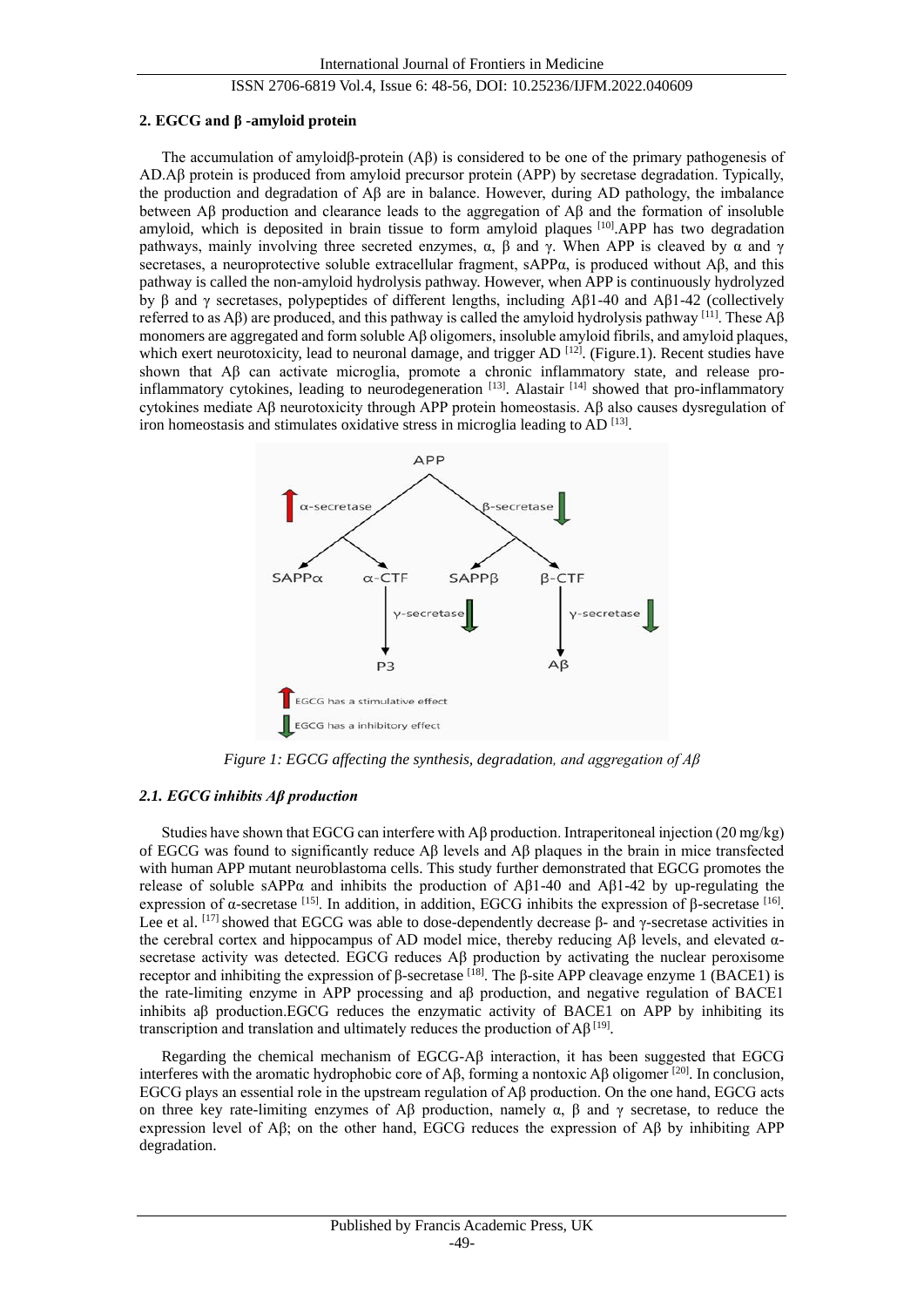## 2. EGCG and β -amyloid protein

The accumulation of amyloidβ-protein (Aβ) is considered to be one of the primary pathogenesis of AD.Aβ protein is produced from amyloid precursor protein (APP) by secretase degradation. Typically, the production and degradation of Aβ are in balance. However, during AD pathology, the imbalance between Aβ production and clearance leads to the aggregation of Aβ and the formation of insoluble amyloid, which is deposited in brain tissue to form amyloid plaques [10].APP has two degradation pathways, mainly involving three secreted enzymes, α, β and γ. When APP is cleaved by α and γ secretases, a neuroprotective soluble extracellular fragment, sAPPα, is produced without Aβ, and this pathway is called the non-amyloid hydrolysis pathway. However, when APP is continuously hydrolyzed by β and γ secretases, polypeptides of different lengths, including Aβ1-40 and Aβ1-42 (collectively referred to as Aβ) are produced, and this pathway is called the amyloid hydrolysis pathway [11]. These Aβ monomers are aggregated and form soluble Aβ oligomers, insoluble amyloid fibrils, and amyloid plaques, which exert neurotoxicity, lead to neuronal damage, and trigger AD [12]. (Figure.1). Recent studies have shown that Aβ can activate microglia, promote a chronic inflammatory state, and release pro-inflammatory cytokines, leading to neurodegeneration [13]. Alastair [14] showed that pro-inflammatory cytokines mediate Aβ neurotoxicity through APP protein homeostasis. Aβ also causes dysregulation of iron homeostasis and stimulates oxidative stress in microglia leading to AD [13].

*Figure 1: EGCG affecting the synthesis, degradation, and aggregation of Aβ*

### 2.1. EGCG inhibits Aβ production

Studies have shown that EGCG can interfere with Aβ production. Intraperitoneal injection (20 mg/kg) of EGCG was found to significantly reduce Aβ levels and Aβ plaques in the brain in mice transfected with human APP mutant neuroblastoma cells. This study further demonstrated that EGCG promotes the release of soluble sAPPα and inhibits the production of Aβ1-40 and Aβ1-42 by up-regulating the expression of α-secretase [15]. In addition, in addition, EGCG inhibits the expression of β-secretase [16]. Lee et al. [17] showed that EGCG was able to dose-dependently decrease β- and γ-secretase activities in the cerebral cortex and hippocampus of AD model mice, thereby reducing Aβ levels, and elevated α-secretase activity was detected. EGCG reduces Aβ production by activating the nuclear peroxisome receptor and inhibiting the expression of β-secretase [18]. The β-site APP cleavage enzyme 1 (BACE1) is the rate-limiting enzyme in APP processing and aβ production, and negative regulation of BACE1 inhibits aβ production.EGCG reduces the enzymatic activity of BACE1 on APP by inhibiting its transcription and translation and ultimately reduces the production of Aβ [19].

Regarding the chemical mechanism of EGCG-Aβ interaction, it has been suggested that EGCG interferes with the aromatic hydrophobic core of Aβ, forming a nontoxic Aβ oligomer [20]. In conclusion, EGCG plays an essential role in the upstream regulation of Aβ production. On the one hand, EGCG acts on three key rate-limiting enzymes of Aβ production, namely α, β and γ secretase, to reduce the expression level of Aβ; on the other hand, EGCG reduces the expression of Aβ by inhibiting APP degradation.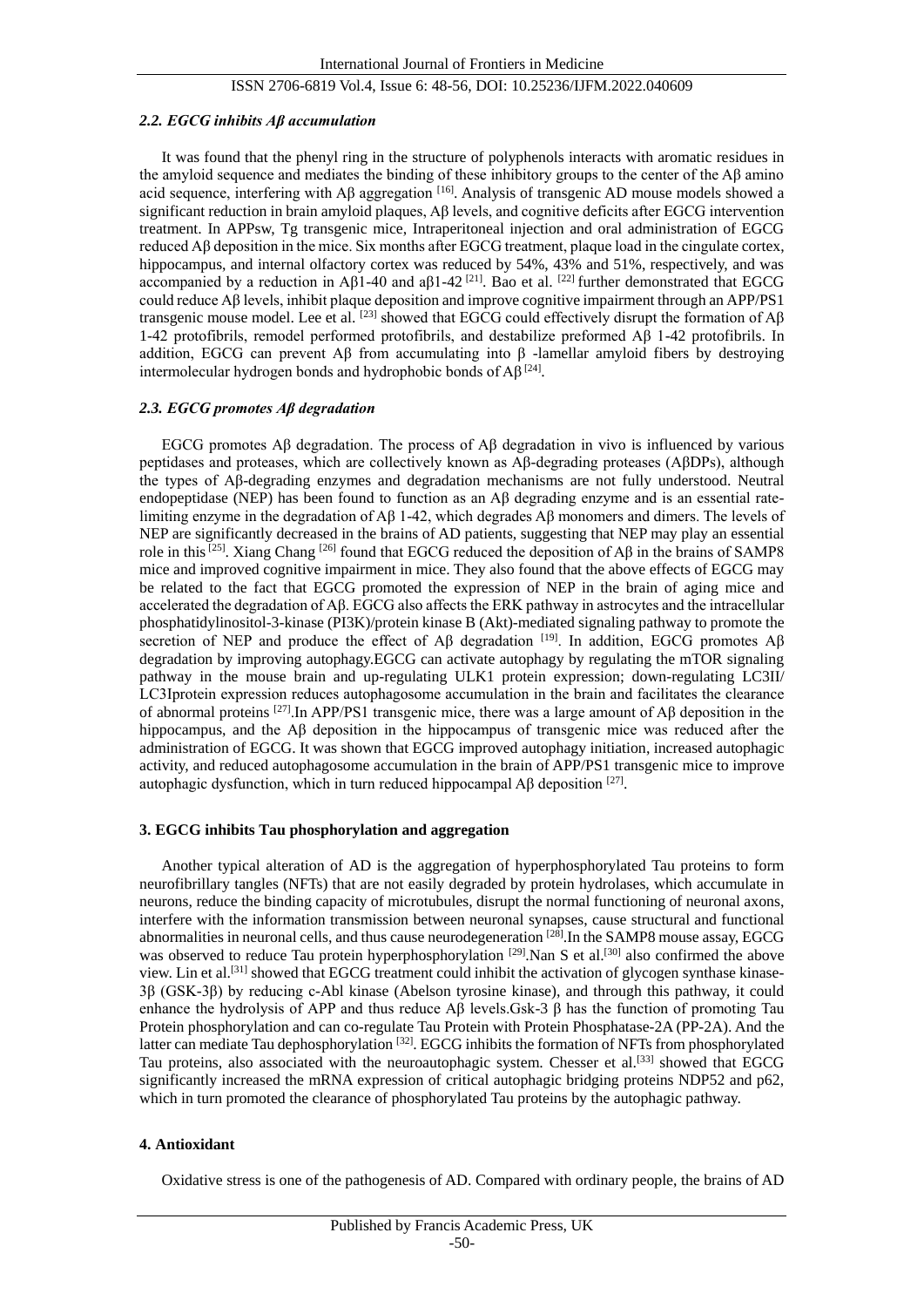### *2.2. EGCG inhibits Aβ accumulation*

It was found that the phenyl ring in the structure of polyphenols interacts with aromatic residues in the amyloid sequence and mediates the binding of these inhibitory groups to the center of the Aβ amino acid sequence, interfering with Aβ aggregation [16]. Analysis of transgenic AD mouse models showed a significant reduction in brain amyloid plaques, Aβ levels, and cognitive deficits after EGCG intervention treatment. In APPsw, Tg transgenic mice, Intraperitoneal injection and oral administration of EGCG reduced Aβ deposition in the mice. Six months after EGCG treatment, plaque load in the cingulate cortex, hippocampus, and internal olfactory cortex was reduced by 54%, 43% and 51%, respectively, and was accompanied by a reduction in Aβ1-40 and aβ1-42 [21]. Bao et al. [22] further demonstrated that EGCG could reduce Aβ levels, inhibit plaque deposition and improve cognitive impairment through an APP/PS1 transgenic mouse model. Lee et al. [23] showed that EGCG could effectively disrupt the formation of Aβ 1-42 protofibrils, remodel performed protofibrils, and destabilize preformed Aβ 1-42 protofibrils. In addition, EGCG can prevent Aβ from accumulating into β -lamellar amyloid fibers by destroying intermolecular hydrogen bonds and hydrophobic bonds of Aβ [24].

### *2.3. EGCG promotes Aβ degradation*

EGCG promotes Aβ degradation. The process of Aβ degradation in vivo is influenced by various peptidases and proteases, which are collectively known as Aβ-degrading proteases (AβDPs), although the types of Aβ-degrading enzymes and degradation mechanisms are not fully understood. Neutral endopeptidase (NEP) has been found to function as an Aβ degrading enzyme and is an essential rate-limiting enzyme in the degradation of Aβ 1-42, which degrades Aβ monomers and dimers. The levels of NEP are significantly decreased in the brains of AD patients, suggesting that NEP may play an essential role in this [25]. Xiang Chang [26] found that EGCG reduced the deposition of Aβ in the brains of SAMP8 mice and improved cognitive impairment in mice. They also found that the above effects of EGCG may be related to the fact that EGCG promoted the expression of NEP in the brain of aging mice and accelerated the degradation of Aβ. EGCG also affects the ERK pathway in astrocytes and the intracellular phosphatidylinositol-3-kinase (PI3K)/protein kinase B (Akt)-mediated signaling pathway to promote the secretion of NEP and produce the effect of Aβ degradation [19]. In addition, EGCG promotes Aβ degradation by improving autophagy.EGCG can activate autophagy by regulating the mTOR signaling pathway in the mouse brain and up-regulating ULK1 protein expression; down-regulating LC3II/ LC3Iprotein expression reduces autophagosome accumulation in the brain and facilitates the clearance of abnormal proteins [27].In APP/PS1 transgenic mice, there was a large amount of Aβ deposition in the hippocampus, and the Aβ deposition in the hippocampus of transgenic mice was reduced after the administration of EGCG. It was shown that EGCG improved autophagy initiation, increased autophagic activity, and reduced autophagosome accumulation in the brain of APP/PS1 transgenic mice to improve autophagic dysfunction, which in turn reduced hippocampal Aβ deposition [27].

## **3. EGCG inhibits Tau phosphorylation and aggregation**

Another typical alteration of AD is the aggregation of hyperphosphorylated Tau proteins to form neurofibrillary tangles (NFTs) that are not easily degraded by protein hydrolases, which accumulate in neurons, reduce the binding capacity of microtubules, disrupt the normal functioning of neuronal axons, interfere with the information transmission between neuronal synapses, cause structural and functional abnormalities in neuronal cells, and thus cause neurodegeneration [28].In the SAMP8 mouse assay, EGCG was observed to reduce Tau protein hyperphosphorylation [29].Nan S et al.[30] also confirmed the above view. Lin et al.[31] showed that EGCG treatment could inhibit the activation of glycogen synthase kinase-3β (GSK-3β) by reducing c-Abl kinase (Abelson tyrosine kinase), and through this pathway, it could enhance the hydrolysis of APP and thus reduce Aβ levels.Gsk-3 β has the function of promoting Tau Protein phosphorylation and can co-regulate Tau Protein with Protein Phosphatase-2A (PP-2A). And the latter can mediate Tau dephosphorylation [32]. EGCG inhibits the formation of NFTs from phosphorylated Tau proteins, also associated with the neuroautophagic system. Chesser et al.[33] showed that EGCG significantly increased the mRNA expression of critical autophagic bridging proteins NDP52 and p62, which in turn promoted the clearance of phosphorylated Tau proteins by the autophagic pathway.

## **4. Antioxidant**

Oxidative stress is one of the pathogenesis of AD. Compared with ordinary people, the brains of AD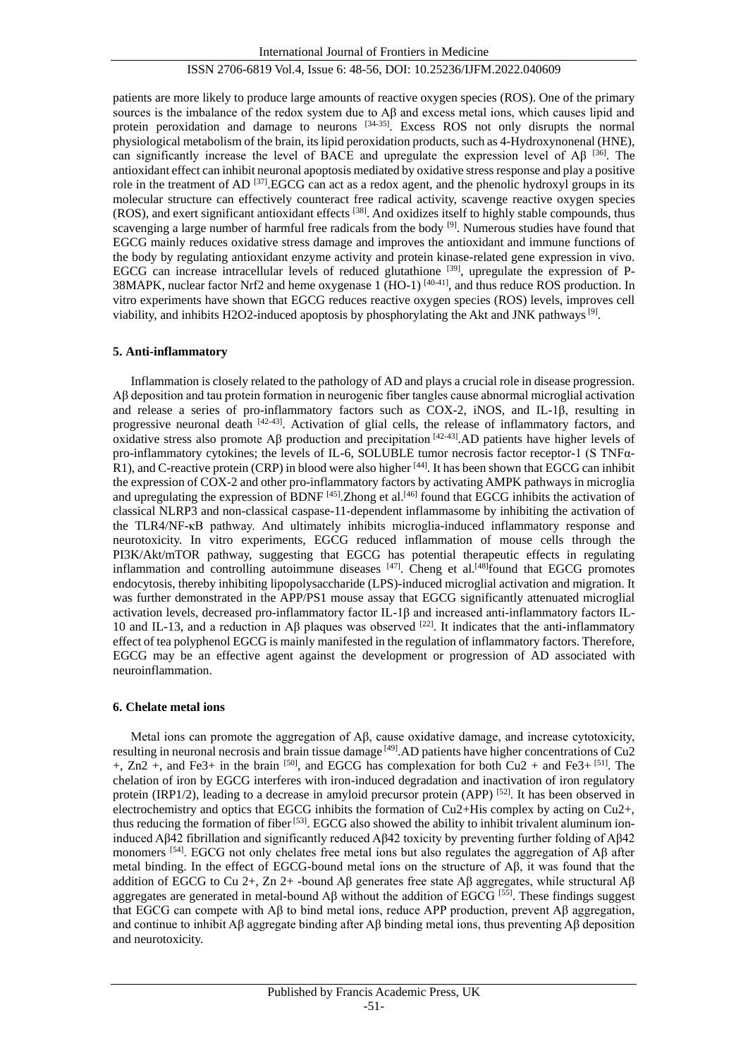patients are more likely to produce large amounts of reactive oxygen species (ROS). One of the primary sources is the imbalance of the redox system due to Aβ and excess metal ions, which causes lipid and protein peroxidation and damage to neurons [34-35]. Excess ROS not only disrupts the normal physiological metabolism of the brain, its lipid peroxidation products, such as 4-Hydroxynonenal (HNE), can significantly increase the level of BACE and upregulate the expression level of Aβ [36]. The antioxidant effect can inhibit neuronal apoptosis mediated by oxidative stress response and play a positive role in the treatment of AD [37].EGCG can act as a redox agent, and the phenolic hydroxyl groups in its molecular structure can effectively counteract free radical activity, scavenge reactive oxygen species (ROS), and exert significant antioxidant effects [38]. And oxidizes itself to highly stable compounds, thus scavenging a large number of harmful free radicals from the body [9]. Numerous studies have found that EGCG mainly reduces oxidative stress damage and improves the antioxidant and immune functions of the body by regulating antioxidant enzyme activity and protein kinase-related gene expression in vivo. EGCG can increase intracellular levels of reduced glutathione [39], upregulate the expression of P-38MAPK, nuclear factor Nrf2 and heme oxygenase 1 (HO-1) [40-41], and thus reduce ROS production. In vitro experiments have shown that EGCG reduces reactive oxygen species (ROS) levels, improves cell viability, and inhibits $H_2O_2$-induced apoptosis by phosphorylating the Akt and JNK pathways [9].

## 5. Anti-inflammatory

Inflammation is closely related to the pathology of AD and plays a crucial role in disease progression. Aβ deposition and tau protein formation in neurogenic fiber tangles cause abnormal microglial activation and release a series of pro-inflammatory factors such as COX-2, iNOS, and IL-1β, resulting in progressive neuronal death [42-43]. Activation of glial cells, the release of inflammatory factors, and oxidative stress also promote Aβ production and precipitation [42-43].AD patients have higher levels of pro-inflammatory cytokines; the levels of IL-6, SOLUBLE tumor necrosis factor receptor-1 (S TNFα-R1), and C-reactive protein (CRP) in blood were also higher [44]. It has been shown that EGCG can inhibit the expression of COX-2 and other pro-inflammatory factors by activating AMPK pathways in microglia and upregulating the expression of BDNF [45].Zhong et al.[46] found that EGCG inhibits the activation of classical NLRP3 and non-classical caspase-11-dependent inflammasome by inhibiting the activation of the TLR4/NF-κB pathway. And ultimately inhibits microglia-induced inflammatory response and neurotoxicity. In vitro experiments, EGCG reduced inflammation of mouse cells through the PI3K/Akt/mTOR pathway, suggesting that EGCG has potential therapeutic effects in regulating inflammation and controlling autoimmune diseases [47]. Cheng et al.[48]found that EGCG promotes endocytosis, thereby inhibiting lipopolysaccharide (LPS)-induced microglial activation and migration. It was further demonstrated in the APP/PS1 mouse assay that EGCG significantly attenuated microglial activation levels, decreased pro-inflammatory factor IL-1β and increased anti-inflammatory factors IL-10 and IL-13, and a reduction in Aβ plaques was observed [22]. It indicates that the anti-inflammatory effect of tea polyphenol EGCG is mainly manifested in the regulation of inflammatory factors. Therefore, EGCG may be an effective agent against the development or progression of AD associated with neuroinflammation.

## 6. Chelate metal ions

Metal ions can promote the aggregation of Aβ, cause oxidative damage, and increase cytotoxicity, resulting in neuronal necrosis and brain tissue damage [49].AD patients have higher concentrations of $Cu^{2+}$, $Zn^{2+}$, and $Fe^{3+}$ in the brain [50], and EGCG has complexation for both $Cu^{2+}$ and $Fe^{3+}$ [51]. The chelation of iron by EGCG interferes with iron-induced degradation and inactivation of iron regulatory protein (IRP1/2), leading to a decrease in amyloid precursor protein (APP) [52]. It has been observed in electrochemistry and optics that EGCG inhibits the formation of $Cu^{2+}$His complex by acting on $Cu^{2+}$, thus reducing the formation of fiber [53]. EGCG also showed the ability to inhibit trivalent aluminum ion-induced Aβ42 fibrillation and significantly reduced Aβ42 toxicity by preventing further folding of Aβ42 monomers [54]. EGCG not only chelates free metal ions but also regulates the aggregation of Aβ after metal binding. In the effect of EGCG-bound metal ions on the structure of Aβ, it was found that the addition of EGCG to $Cu^{2+}$, $Zn^{2+}$ -bound Aβ generates free state Aβ aggregates, while structural Aβ aggregates are generated in metal-bound Aβ without the addition of EGCG [55]. These findings suggest that EGCG can compete with Aβ to bind metal ions, reduce APP production, prevent Aβ aggregation, and continue to inhibit Aβ aggregate binding after Aβ binding metal ions, thus preventing Aβ deposition and neurotoxicity.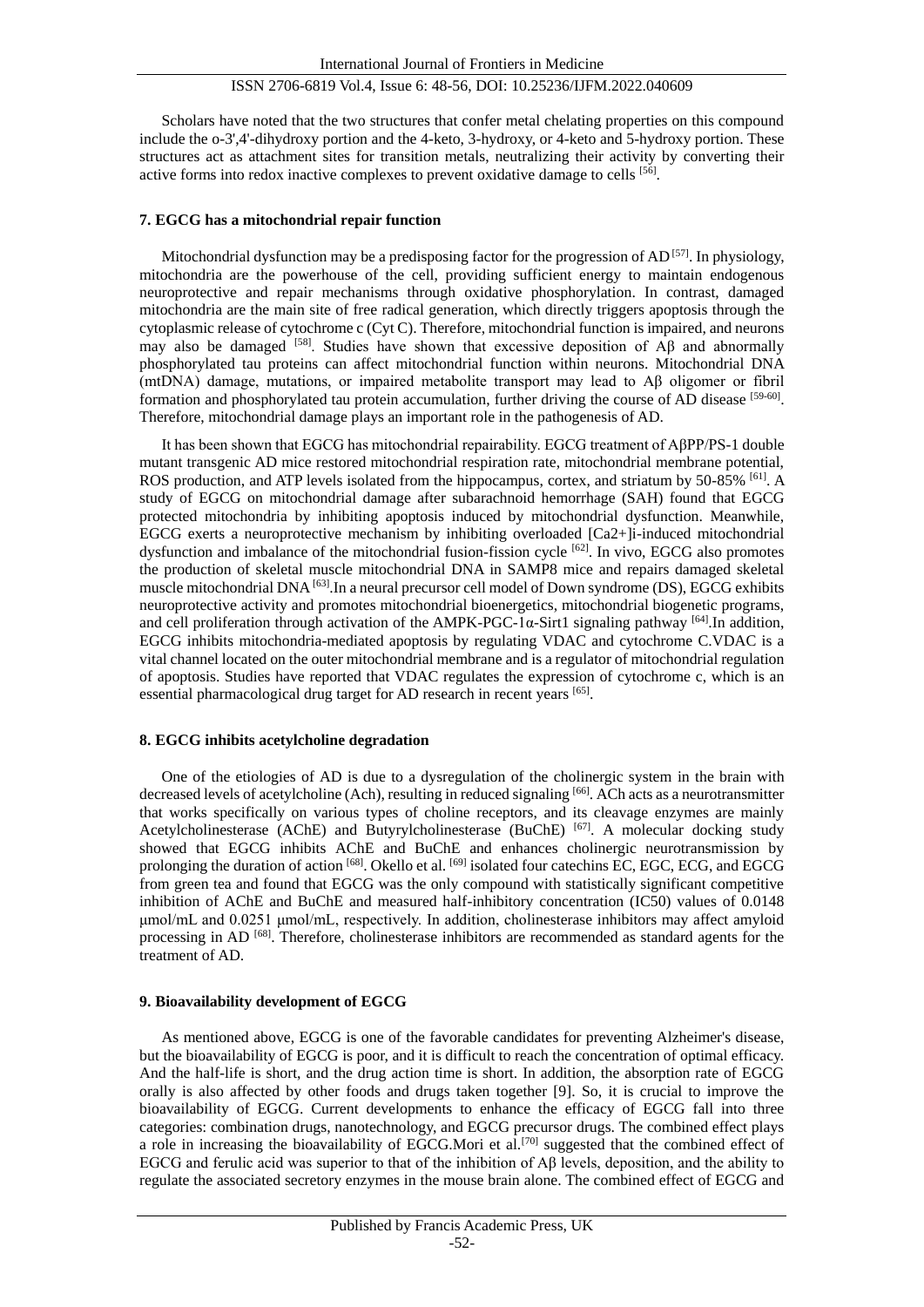Scholars have noted that the two structures that confer metal chelating properties on this compound include the o-3',4'-dihydroxy portion and the 4-keto, 3-hydroxy, or 4-keto and 5-hydroxy portion. These structures act as attachment sites for transition metals, neutralizing their activity by converting their active forms into redox inactive complexes to prevent oxidative damage to cells [56].

## 7. EGCG has a mitochondrial repair function

Mitochondrial dysfunction may be a predisposing factor for the progression of AD [57]. In physiology, mitochondria are the powerhouse of the cell, providing sufficient energy to maintain endogenous neuroprotective and repair mechanisms through oxidative phosphorylation. In contrast, damaged mitochondria are the main site of free radical generation, which directly triggers apoptosis through the cytoplasmic release of cytochrome c (Cyt C). Therefore, mitochondrial function is impaired, and neurons may also be damaged [58]. Studies have shown that excessive deposition of Aβ and abnormally phosphorylated tau proteins can affect mitochondrial function within neurons. Mitochondrial DNA (mtDNA) damage, mutations, or impaired metabolite transport may lead to Aβ oligomer or fibril formation and phosphorylated tau protein accumulation, further driving the course of AD disease [59-60]. Therefore, mitochondrial damage plays an important role in the pathogenesis of AD.

It has been shown that EGCG has mitochondrial repairability. EGCG treatment of AβPP/PS-1 double mutant transgenic AD mice restored mitochondrial respiration rate, mitochondrial membrane potential, ROS production, and ATP levels isolated from the hippocampus, cortex, and striatum by 50-85% [61]. A study of EGCG on mitochondrial damage after subarachnoid hemorrhage (SAH) found that EGCG protected mitochondria by inhibiting apoptosis induced by mitochondrial dysfunction. Meanwhile, EGCG exerts a neuroprotective mechanism by inhibiting overloaded [$Ca^{2+}$]i-induced mitochondrial dysfunction and imbalance of the mitochondrial fusion-fission cycle [62]. In vivo, EGCG also promotes the production of skeletal muscle mitochondrial DNA in SAMP8 mice and repairs damaged skeletal muscle mitochondrial DNA [63].In a neural precursor cell model of Down syndrome (DS), EGCG exhibits neuroprotective activity and promotes mitochondrial bioenergetics, mitochondrial biogenetic programs, and cell proliferation through activation of the AMPK-PGC-1α-Sirt1 signaling pathway [64].In addition, EGCG inhibits mitochondria-mediated apoptosis by regulating VDAC and cytochrome C.VDAC is a vital channel located on the outer mitochondrial membrane and is a regulator of mitochondrial regulation of apoptosis. Studies have reported that VDAC regulates the expression of cytochrome c, which is an essential pharmacological drug target for AD research in recent years [65].

## 8. EGCG inhibits acetylcholine degradation

One of the etiologies of AD is due to a dysregulation of the cholinergic system in the brain with decreased levels of acetylcholine (Ach), resulting in reduced signaling [66]. ACh acts as a neurotransmitter that works specifically on various types of choline receptors, and its cleavage enzymes are mainly Acetylcholinesterase (AChE) and Butyrylcholinesterase (BuChE) [67]. A molecular docking study showed that EGCG inhibits AChE and BuChE and enhances cholinergic neurotransmission by prolonging the duration of action [68]. Okello et al. [69] isolated four catechins EC, EGC, ECG, and EGCG from green tea and found that EGCG was the only compound with statistically significant competitive inhibition of AChE and BuChE and measured half-inhibitory concentration (IC50) values of 0.0148 μmol/mL and 0.0251 μmol/mL, respectively. In addition, cholinesterase inhibitors may affect amyloid processing in AD [68]. Therefore, cholinesterase inhibitors are recommended as standard agents for the treatment of AD.

## 9. Bioavailability development of EGCG

As mentioned above, EGCG is one of the favorable candidates for preventing Alzheimer's disease, but the bioavailability of EGCG is poor, and it is difficult to reach the concentration of optimal efficacy. And the half-life is short, and the drug action time is short. In addition, the absorption rate of EGCG orally is also affected by other foods and drugs taken together [9]. So, it is crucial to improve the bioavailability of EGCG. Current developments to enhance the efficacy of EGCG fall into three categories: combination drugs, nanotechnology, and EGCG precursor drugs. The combined effect plays a role in increasing the bioavailability of EGCG.Mori et al.[70] suggested that the combined effect of EGCG and ferulic acid was superior to that of the inhibition of Aβ levels, deposition, and the ability to regulate the associated secretory enzymes in the mouse brain alone. The combined effect of EGCG and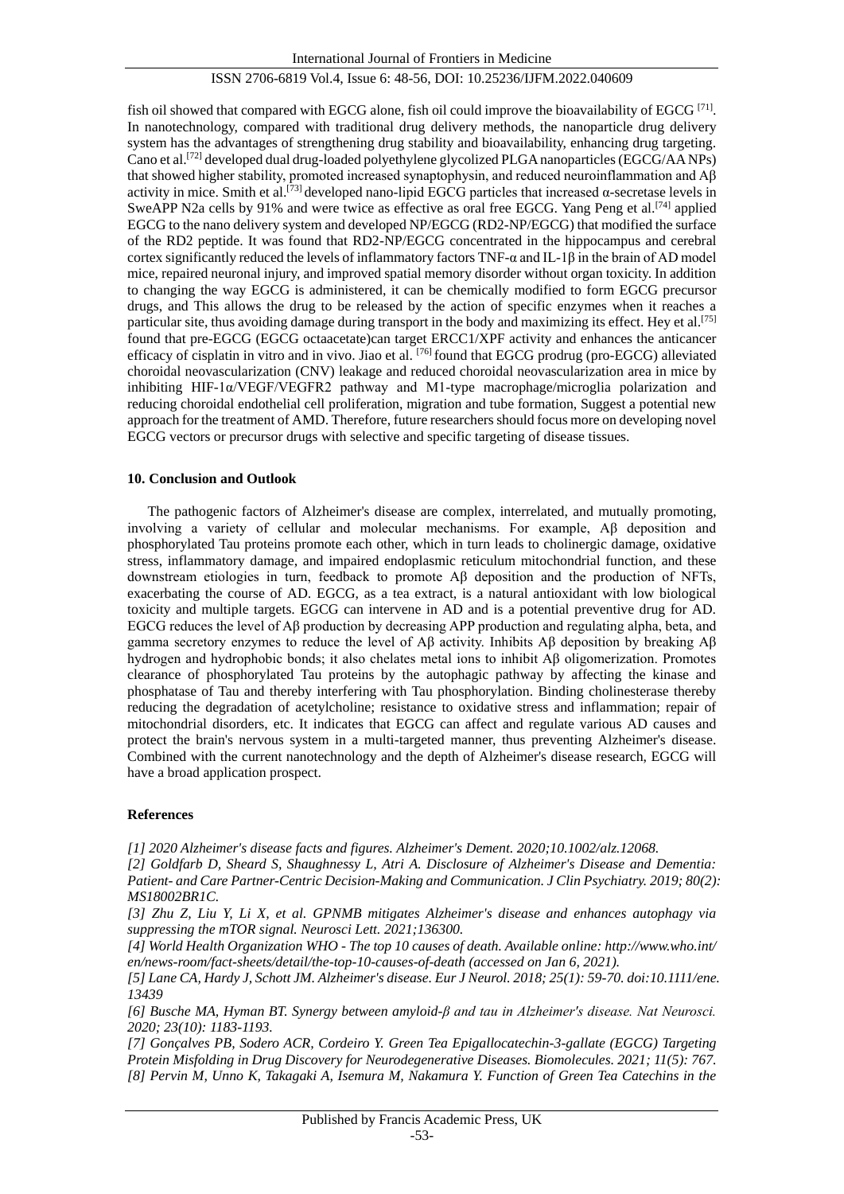fish oil showed that compared with EGCG alone, fish oil could improve the bioavailability of EGCG [71]. In nanotechnology, compared with traditional drug delivery methods, the nanoparticle drug delivery system has the advantages of strengthening drug stability and bioavailability, enhancing drug targeting. Cano et al.[72] developed dual drug-loaded polyethylene glycolized PLGA nanoparticles (EGCG/AA NPs) that showed higher stability, promoted increased synaptophysin, and reduced neuroinflammation and Aβ activity in mice. Smith et al.[73] developed nano-lipid EGCG particles that increased α-secretase levels in SweAPP N2a cells by 91% and were twice as effective as oral free EGCG. Yang Peng et al.[74] applied EGCG to the nano delivery system and developed NP/EGCG (RD2-NP/EGCG) that modified the surface of the RD2 peptide. It was found that RD2-NP/EGCG concentrated in the hippocampus and cerebral cortex significantly reduced the levels of inflammatory factors TNF-α and IL-1β in the brain of AD model mice, repaired neuronal injury, and improved spatial memory disorder without organ toxicity. In addition to changing the way EGCG is administered, it can be chemically modified to form EGCG precursor drugs, and This allows the drug to be released by the action of specific enzymes when it reaches a particular site, thus avoiding damage during transport in the body and maximizing its effect. Hey et al.[75] found that pre-EGCG (EGCG octaacetate)can target ERCC1/XPF activity and enhances the anticancer efficacy of cisplatin in vitro and in vivo. Jiao et al. [76] found that EGCG prodrug (pro-EGCG) alleviated choroidal neovascularization (CNV) leakage and reduced choroidal neovascularization area in mice by inhibiting HIF-1α/VEGF/VEGFR2 pathway and M1-type macrophage/microglia polarization and reducing choroidal endothelial cell proliferation, migration and tube formation, Suggest a potential new approach for the treatment of AMD. Therefore, future researchers should focus more on developing novel EGCG vectors or precursor drugs with selective and specific targeting of disease tissues.

## 10. Conclusion and Outlook

The pathogenic factors of Alzheimer's disease are complex, interrelated, and mutually promoting, involving a variety of cellular and molecular mechanisms. For example, Aβ deposition and phosphorylated Tau proteins promote each other, which in turn leads to cholinergic damage, oxidative stress, inflammatory damage, and impaired endoplasmic reticulum mitochondrial function, and these downstream etiologies in turn, feedback to promote Aβ deposition and the production of NFTs, exacerbating the course of AD. EGCG, as a tea extract, is a natural antioxidant with low biological toxicity and multiple targets. EGCG can intervene in AD and is a potential preventive drug for AD. EGCG reduces the level of Aβ production by decreasing APP production and regulating alpha, beta, and gamma secretory enzymes to reduce the level of Aβ activity. Inhibits Aβ deposition by breaking Aβ hydrogen and hydrophobic bonds; it also chelates metal ions to inhibit Aβ oligomerization. Promotes clearance of phosphorylated Tau proteins by the autophagic pathway by affecting the kinase and phosphatase of Tau and thereby interfering with Tau phosphorylation. Binding cholinesterase thereby reducing the degradation of acetylcholine; resistance to oxidative stress and inflammation; repair of mitochondrial disorders, etc. It indicates that EGCG can affect and regulate various AD causes and protect the brain's nervous system in a multi-targeted manner, thus preventing Alzheimer's disease. Combined with the current nanotechnology and the depth of Alzheimer's disease research, EGCG will have a broad application prospect.

## References

*[1] 2020 Alzheimer's disease facts and figures. Alzheimer's Dement. 2020;10.1002/alz.12068.*

*[2] Goldfarb D, Sheard S, Shaughnessy L, Atri A. Disclosure of Alzheimer's Disease and Dementia: Patient- and Care Partner-Centric Decision-Making and Communication. J Clin Psychiatry. 2019; 80(2): MS18002BR1C.*

*[3] Zhu Z, Liu Y, Li X, et al. GPNMB mitigates Alzheimer's disease and enhances autophagy via suppressing the mTOR signal. Neurosci Lett. 2021;136300.*

*[4] World Health Organization WHO - The top 10 causes of death. Available online: http://www.who.int/en/news-room/fact-sheets/detail/the-top-10-causes-of-death (accessed on Jan 6, 2021).*

*[5] Lane CA, Hardy J, Schott JM. Alzheimer's disease. Eur J Neurol. 2018; 25(1): 59-70. doi:10.1111/ene.13439*

*[6] Busche MA, Hyman BT. Synergy between amyloid-β and tau in Alzheimer's disease. Nat Neurosci. 2020; 23(10): 1183-1193.*

*[7] Gonçalves PB, Sodero ACR, Cordeiro Y. Green Tea Epigallocatechin-3-gallate (EGCG) Targeting Protein Misfolding in Drug Discovery for Neurodegenerative Diseases. Biomolecules. 2021; 11(5): 767.*

*[8] Pervin M, Unno K, Takagaki A, Isemura M, Nakamura Y. Function of Green Tea Catechins in the*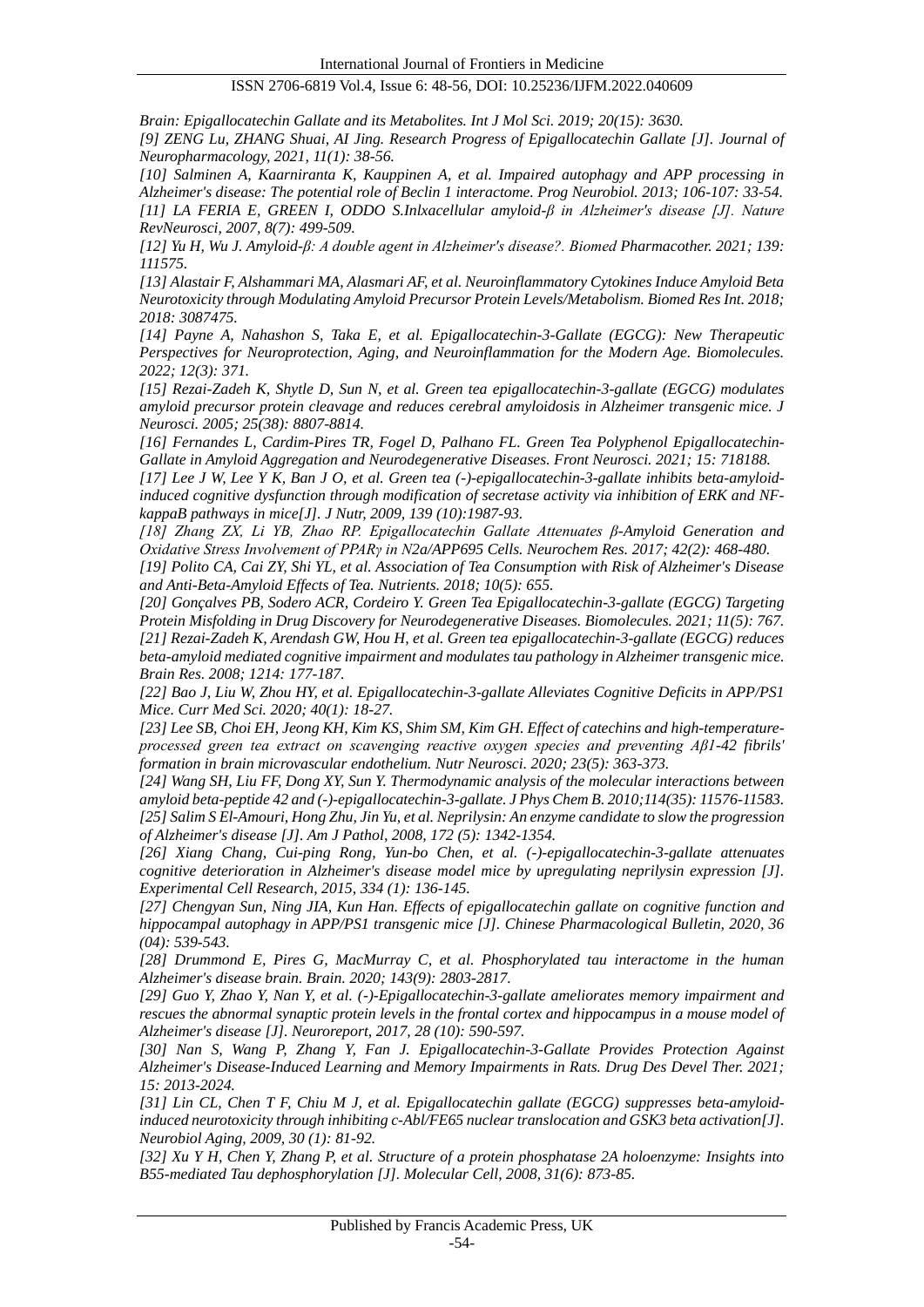*Brain: Epigallocatechin Gallate and its Metabolites. Int J Mol Sci. 2019; 20(15): 3630.*

*[9] ZENG Lu, ZHANG Shuai, AI Jing. Research Progress of Epigallocatechin Gallate [J]. Journal of Neuropharmacology, 2021, 11(1): 38-56.*

*[10] Salminen A, Kaarniranta K, Kauppinen A, et al. Impaired autophagy and APP processing in Alzheimer's disease: The potential role of Beclin 1 interactome. Prog Neurobiol. 2013; 106-107: 33-54.*

*[11] LA FERIA E, GREEN I, ODDO S.Inlxacellular amyloid-β in Alzheimer's disease [J]. Nature RevNeurosci, 2007, 8(7): 499-509.*

*[12] Yu H, Wu J. Amyloid-β: A double agent in Alzheimer's disease?. Biomed Pharmacother. 2021; 139: 111575.*

*[13] Alastair F, Alshammari MA, Alasmari AF, et al. Neuroinflammatory Cytokines Induce Amyloid Beta Neurotoxicity through Modulating Amyloid Precursor Protein Levels/Metabolism. Biomed Res Int. 2018; 2018: 3087475.*

*[14] Payne A, Nahashon S, Taka E, et al. Epigallocatechin-3-Gallate (EGCG): New Therapeutic Perspectives for Neuroprotection, Aging, and Neuroinflammation for the Modern Age. Biomolecules. 2022; 12(3): 371.*

*[15] Rezai-Zadeh K, Shytle D, Sun N, et al. Green tea epigallocatechin-3-gallate (EGCG) modulates amyloid precursor protein cleavage and reduces cerebral amyloidosis in Alzheimer transgenic mice. J Neurosci. 2005; 25(38): 8807-8814.*

*[16] Fernandes L, Cardim-Pires TR, Fogel D, Palhano FL. Green Tea Polyphenol Epigallocatechin-Gallate in Amyloid Aggregation and Neurodegenerative Diseases. Front Neurosci. 2021; 15: 718188.*

*[17] Lee J W, Lee Y K, Ban J O, et al. Green tea (-)-epigallocatechin-3-gallate inhibits beta-amyloid-induced cognitive dysfunction through modification of secretase activity via inhibition of ERK and NF-kappaB pathways in mice[J]. J Nutr, 2009, 139 (10):1987-93.*

*[18] Zhang ZX, Li YB, Zhao RP. Epigallocatechin Gallate Attenuates β-Amyloid Generation and Oxidative Stress Involvement of PPARγ in N2a/APP695 Cells. Neurochem Res. 2017; 42(2): 468-480.*

*[19] Polito CA, Cai ZY, Shi YL, et al. Association of Tea Consumption with Risk of Alzheimer's Disease and Anti-Beta-Amyloid Effects of Tea. Nutrients. 2018; 10(5): 655.*

*[20] Gonçalves PB, Sodero ACR, Cordeiro Y. Green Tea Epigallocatechin-3-gallate (EGCG) Targeting Protein Misfolding in Drug Discovery for Neurodegenerative Diseases. Biomolecules. 2021; 11(5): 767.*

*[21] Rezai-Zadeh K, Arendash GW, Hou H, et al. Green tea epigallocatechin-3-gallate (EGCG) reduces beta-amyloid mediated cognitive impairment and modulates tau pathology in Alzheimer transgenic mice. Brain Res. 2008; 1214: 177-187.*

*[22] Bao J, Liu W, Zhou HY, et al. Epigallocatechin-3-gallate Alleviates Cognitive Deficits in APP/PS1 Mice. Curr Med Sci. 2020; 40(1): 18-27.*

*[23] Lee SB, Choi EH, Jeong KH, Kim KS, Shim SM, Kim GH. Effect of catechins and high-temperature-processed green tea extract on scavenging reactive oxygen species and preventing Aβ1-42 fibrils' formation in brain microvascular endothelium. Nutr Neurosci. 2020; 23(5): 363-373.*

*[24] Wang SH, Liu FF, Dong XY, Sun Y. Thermodynamic analysis of the molecular interactions between amyloid beta-peptide 42 and (-)-epigallocatechin-3-gallate. J Phys Chem B. 2010;114(35): 11576-11583.*

*[25] Salim S El-Amouri, Hong Zhu, Jin Yu, et al. Neprilysin: An enzyme candidate to slow the progression of Alzheimer's disease [J]. Am J Pathol, 2008, 172 (5): 1342-1354.*

*[26] Xiang Chang, Cui-ping Rong, Yun-bo Chen, et al. (-)-epigallocatechin-3-gallate attenuates cognitive deterioration in Alzheimer's disease model mice by upregulating neprilysin expression [J]. Experimental Cell Research, 2015, 334 (1): 136-145.*

*[27] Chengyan Sun, Ning JIA, Kun Han. Effects of epigallocatechin gallate on cognitive function and hippocampal autophagy in APP/PS1 transgenic mice [J]. Chinese Pharmacological Bulletin, 2020, 36 (04): 539-543.*

*[28] Drummond E, Pires G, MacMurray C, et al. Phosphorylated tau interactome in the human Alzheimer's disease brain. Brain. 2020; 143(9): 2803-2817.*

*[29] Guo Y, Zhao Y, Nan Y, et al. (-)-Epigallocatechin-3-gallate ameliorates memory impairment and rescues the abnormal synaptic protein levels in the frontal cortex and hippocampus in a mouse model of Alzheimer's disease [J]. Neuroreport, 2017, 28 (10): 590-597.*

*[30] Nan S, Wang P, Zhang Y, Fan J. Epigallocatechin-3-Gallate Provides Protection Against Alzheimer's Disease-Induced Learning and Memory Impairments in Rats. Drug Des Devel Ther. 2021; 15: 2013-2024.*

*[31] Lin CL, Chen T F, Chiu M J, et al. Epigallocatechin gallate (EGCG) suppresses beta-amyloid-induced neurotoxicity through inhibiting c-Abl/FE65 nuclear translocation and GSK3 beta activation[J]. Neurobiol Aging, 2009, 30 (1): 81-92.*

*[32] Xu Y H, Chen Y, Zhang P, et al. Structure of a protein phosphatase 2A holoenzyme: Insights into B55-mediated Tau dephosphorylation [J]. Molecular Cell, 2008, 31(6): 873-85.*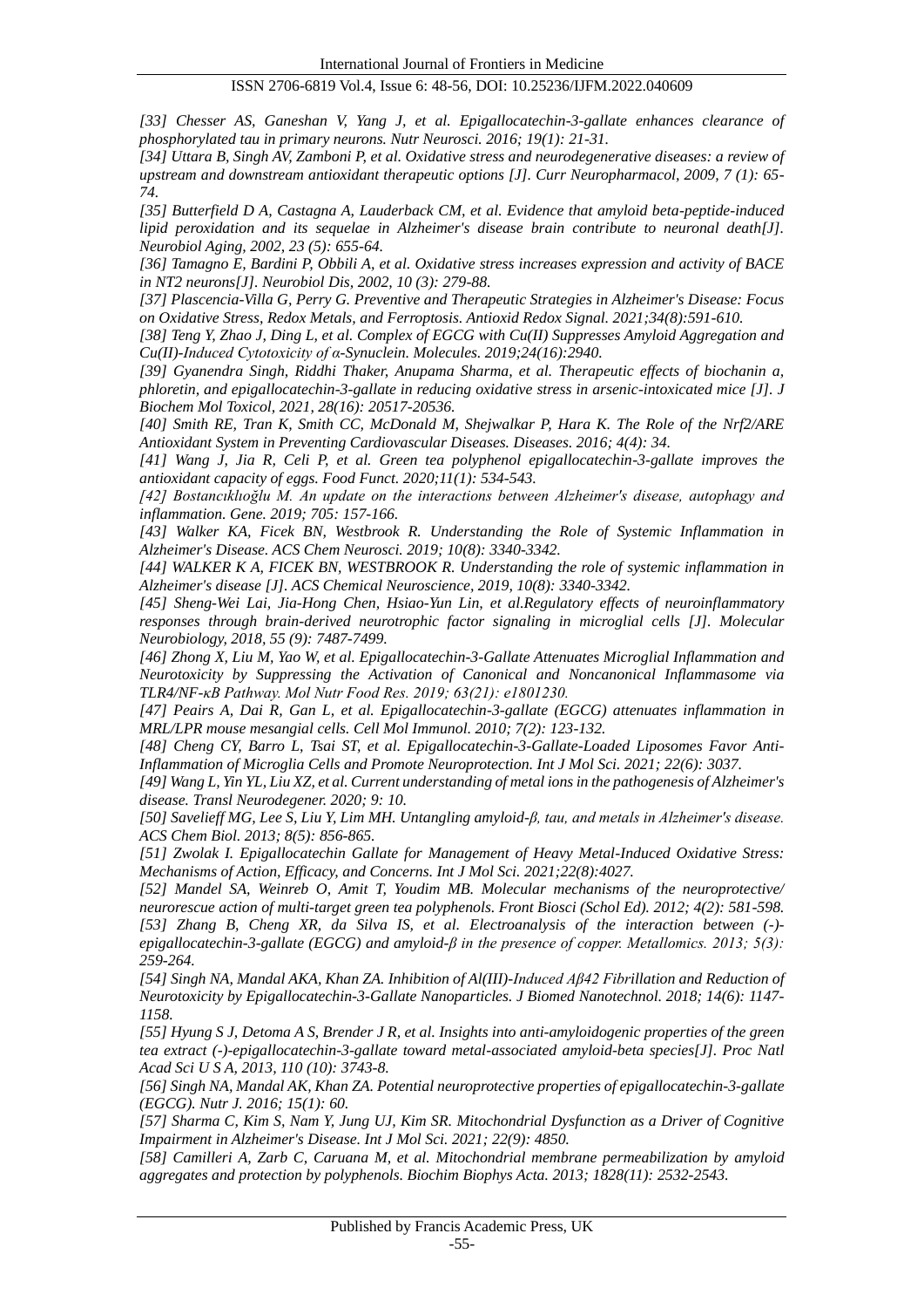*[33] Chesser AS, Ganeshan V, Yang J, et al. Epigallocatechin-3-gallate enhances clearance of phosphorylated tau in primary neurons. Nutr Neurosci. 2016; 19(1): 21-31.*

*[34] Uttara B, Singh AV, Zamboni P, et al. Oxidative stress and neurodegenerative diseases: a review of upstream and downstream antioxidant therapeutic options [J]. Curr Neuropharmacol, 2009, 7 (1): 65-74.*

*[35] Butterfield D A, Castagna A, Lauderback CM, et al. Evidence that amyloid beta-peptide-induced lipid peroxidation and its sequelae in Alzheimer's disease brain contribute to neuronal death[J]. Neurobiol Aging, 2002, 23 (5): 655-64.*

*[36] Tamagno E, Bardini P, Obbili A, et al. Oxidative stress increases expression and activity of BACE in NT2 neurons[J]. Neurobiol Dis, 2002, 10 (3): 279-88.*

*[37] Plascencia-Villa G, Perry G. Preventive and Therapeutic Strategies in Alzheimer's Disease: Focus on Oxidative Stress, Redox Metals, and Ferroptosis. Antioxid Redox Signal. 2021;34(8):591-610.*

*[38] Teng Y, Zhao J, Ding L, et al. Complex of EGCG with Cu(II) Suppresses Amyloid Aggregation and Cu(II)-Induced Cytotoxicity of α-Synuclein. Molecules. 2019;24(16):2940.*

*[39] Gyanendra Singh, Riddhi Thaker, Anupama Sharma, et al. Therapeutic effects of biochanin a, phloretin, and epigallocatechin-3-gallate in reducing oxidative stress in arsenic-intoxicated mice [J]. J Biochem Mol Toxicol, 2021, 28(16): 20517-20536.*

*[40] Smith RE, Tran K, Smith CC, McDonald M, Shejwalkar P, Hara K. The Role of the Nrf2/ARE Antioxidant System in Preventing Cardiovascular Diseases. Diseases. 2016; 4(4): 34.*

*[41] Wang J, Jia R, Celi P, et al. Green tea polyphenol epigallocatechin-3-gallate improves the antioxidant capacity of eggs. Food Funct. 2020;11(1): 534-543.*

*[42] Bostancıklıoğlu M. An update on the interactions between Alzheimer's disease, autophagy and inflammation. Gene. 2019; 705: 157-166.*

*[43] Walker KA, Ficek BN, Westbrook R. Understanding the Role of Systemic Inflammation in Alzheimer's Disease. ACS Chem Neurosci. 2019; 10(8): 3340-3342.*

*[44] WALKER K A, FICEK BN, WESTBROOK R. Understanding the role of systemic inflammation in Alzheimer's disease [J]. ACS Chemical Neuroscience, 2019, 10(8): 3340-3342.*

*[45] Sheng-Wei Lai, Jia-Hong Chen, Hsiao-Yun Lin, et al.Regulatory effects of neuroinflammatory responses through brain-derived neurotrophic factor signaling in microglial cells [J]. Molecular Neurobiology, 2018, 55 (9): 7487-7499.*

*[46] Zhong X, Liu M, Yao W, et al. Epigallocatechin-3-Gallate Attenuates Microglial Inflammation and Neurotoxicity by Suppressing the Activation of Canonical and Noncanonical Inflammasome via TLR4/NF-κB Pathway. Mol Nutr Food Res. 2019; 63(21): e1801230.*

*[47] Peairs A, Dai R, Gan L, et al. Epigallocatechin-3-gallate (EGCG) attenuates inflammation in MRL/LPR mouse mesangial cells. Cell Mol Immunol. 2010; 7(2): 123-132.*

*[48] Cheng CY, Barro L, Tsai ST, et al. Epigallocatechin-3-Gallate-Loaded Liposomes Favor Anti-Inflammation of Microglia Cells and Promote Neuroprotection. Int J Mol Sci. 2021; 22(6): 3037.*

*[49] Wang L, Yin YL, Liu XZ, et al. Current understanding of metal ions in the pathogenesis of Alzheimer's disease. Transl Neurodegener. 2020; 9: 10.*

*[50] Savelieff MG, Lee S, Liu Y, Lim MH. Untangling amyloid-β, tau, and metals in Alzheimer's disease. ACS Chem Biol. 2013; 8(5): 856-865.*

*[51] Zwolak I. Epigallocatechin Gallate for Management of Heavy Metal-Induced Oxidative Stress: Mechanisms of Action, Efficacy, and Concerns. Int J Mol Sci. 2021;22(8):4027.*

*[52] Mandel SA, Weinreb O, Amit T, Youdim MB. Molecular mechanisms of the neuroprotective/ neurorescue action of multi-target green tea polyphenols. Front Biosci (Schol Ed). 2012; 4(2): 581-598.*

*[53] Zhang B, Cheng XR, da Silva IS, et al. Electroanalysis of the interaction between (-)-epigallocatechin-3-gallate (EGCG) and amyloid-β in the presence of copper. Metallomics. 2013; 5(3): 259-264.*

*[54] Singh NA, Mandal AKA, Khan ZA. Inhibition of Al(III)-Induced Aβ42 Fibrillation and Reduction of Neurotoxicity by Epigallocatechin-3-Gallate Nanoparticles. J Biomed Nanotechnol. 2018; 14(6): 1147-1158.*

*[55] Hyung S J, Detoma A S, Brender J R, et al. Insights into anti-amyloidogenic properties of the green tea extract (-)-epigallocatechin-3-gallate toward metal-associated amyloid-beta species[J]. Proc Natl Acad Sci U S A, 2013, 110 (10): 3743-8.*

*[56] Singh NA, Mandal AK, Khan ZA. Potential neuroprotective properties of epigallocatechin-3-gallate (EGCG). Nutr J. 2016; 15(1): 60.*

*[57] Sharma C, Kim S, Nam Y, Jung UJ, Kim SR. Mitochondrial Dysfunction as a Driver of Cognitive Impairment in Alzheimer's Disease. Int J Mol Sci. 2021; 22(9): 4850.*

*[58] Camilleri A, Zarb C, Caruana M, et al. Mitochondrial membrane permeabilization by amyloid aggregates and protection by polyphenols. Biochim Biophys Acta. 2013; 1828(11): 2532-2543.*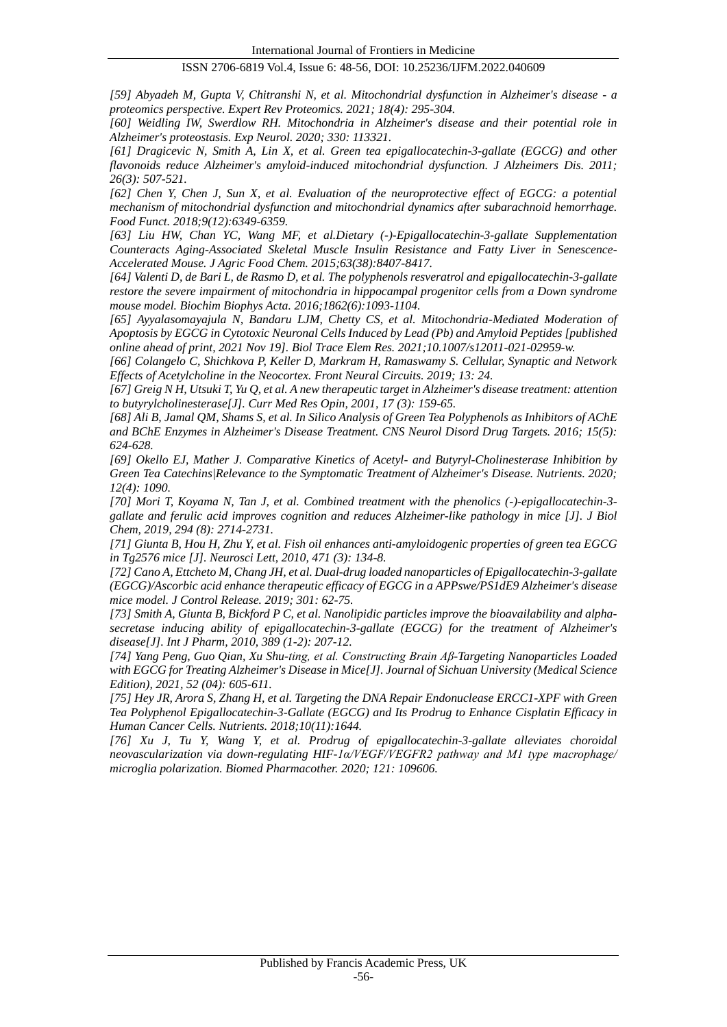*[59] Abyadeh M, Gupta V, Chitranshi N, et al. Mitochondrial dysfunction in Alzheimer's disease - a proteomics perspective. Expert Rev Proteomics. 2021; 18(4): 295-304.*

*[60] Weidling IW, Swerdlow RH. Mitochondria in Alzheimer's disease and their potential role in Alzheimer's proteostasis. Exp Neurol. 2020; 330: 113321.*

*[61] Dragicevic N, Smith A, Lin X, et al. Green tea epigallocatechin-3-gallate (EGCG) and other flavonoids reduce Alzheimer's amyloid-induced mitochondrial dysfunction. J Alzheimers Dis. 2011; 26(3): 507-521.*

*[62] Chen Y, Chen J, Sun X, et al. Evaluation of the neuroprotective effect of EGCG: a potential mechanism of mitochondrial dysfunction and mitochondrial dynamics after subarachnoid hemorrhage. Food Funct. 2018;9(12):6349-6359.*

*[63] Liu HW, Chan YC, Wang MF, et al.Dietary (-)-Epigallocatechin-3-gallate Supplementation Counteracts Aging-Associated Skeletal Muscle Insulin Resistance and Fatty Liver in Senescence-Accelerated Mouse. J Agric Food Chem. 2015;63(38):8407-8417.*

*[64] Valenti D, de Bari L, de Rasmo D, et al. The polyphenols resveratrol and epigallocatechin-3-gallate restore the severe impairment of mitochondria in hippocampal progenitor cells from a Down syndrome mouse model. Biochim Biophys Acta. 2016;1862(6):1093-1104.*

*[65] Ayyalasomayajula N, Bandaru LJM, Chetty CS, et al. Mitochondria-Mediated Moderation of Apoptosis by EGCG in Cytotoxic Neuronal Cells Induced by Lead (Pb) and Amyloid Peptides [published online ahead of print, 2021 Nov 19]. Biol Trace Elem Res. 2021;10.1007/s12011-021-02959-w.*

*[66] Colangelo C, Shichkova P, Keller D, Markram H, Ramaswamy S. Cellular, Synaptic and Network Effects of Acetylcholine in the Neocortex. Front Neural Circuits. 2019; 13: 24.*

*[67] Greig N H, Utsuki T, Yu Q, et al. A new therapeutic target in Alzheimer's disease treatment: attention to butyrylcholinesterase[J]. Curr Med Res Opin, 2001, 17 (3): 159-65.*

*[68] Ali B, Jamal QM, Shams S, et al. In Silico Analysis of Green Tea Polyphenols as Inhibitors of AChE and BChE Enzymes in Alzheimer's Disease Treatment. CNS Neurol Disord Drug Targets. 2016; 15(5): 624-628.*

*[69] Okello EJ, Mather J. Comparative Kinetics of Acetyl- and Butyryl-Cholinesterase Inhibition by Green Tea Catechins|Relevance to the Symptomatic Treatment of Alzheimer's Disease. Nutrients. 2020; 12(4): 1090.*

*[70] Mori T, Koyama N, Tan J, et al. Combined treatment with the phenolics (-)-epigallocatechin-3-gallate and ferulic acid improves cognition and reduces Alzheimer-like pathology in mice [J]. J Biol Chem, 2019, 294 (8): 2714-2731.*

*[71] Giunta B, Hou H, Zhu Y, et al. Fish oil enhances anti-amyloidogenic properties of green tea EGCG in Tg2576 mice [J]. Neurosci Lett, 2010, 471 (3): 134-8.*

*[72] Cano A, Ettcheto M, Chang JH, et al. Dual-drug loaded nanoparticles of Epigallocatechin-3-gallate (EGCG)/Ascorbic acid enhance therapeutic efficacy of EGCG in a APPswe/PS1dE9 Alzheimer's disease mice model. J Control Release. 2019; 301: 62-75.*

*[73] Smith A, Giunta B, Bickford P C, et al. Nanolipidic particles improve the bioavailability and alpha-secretase inducing ability of epigallocatechin-3-gallate (EGCG) for the treatment of Alzheimer's disease[J]. Int J Pharm, 2010, 389 (1-2): 207-12.*

*[74] Yang Peng, Guo Qian, Xu Shu-ting, et al. Constructing Brain Aβ-Targeting Nanoparticles Loaded with EGCG for Treating Alzheimer's Disease in Mice[J]. Journal of Sichuan University (Medical Science Edition), 2021, 52 (04): 605-611.*

*[75] Hey JR, Arora S, Zhang H, et al. Targeting the DNA Repair Endonuclease ERCC1-XPF with Green Tea Polyphenol Epigallocatechin-3-Gallate (EGCG) and Its Prodrug to Enhance Cisplatin Efficacy in Human Cancer Cells. Nutrients. 2018;10(11):1644.*

*[76] Xu J, Tu Y, Wang Y, et al. Prodrug of epigallocatechin-3-gallate alleviates choroidal neovascularization via down-regulating HIF-1α/VEGF/VEGFR2 pathway and M1 type macrophage/ microglia polarization. Biomed Pharmacother. 2020; 121: 109606.*